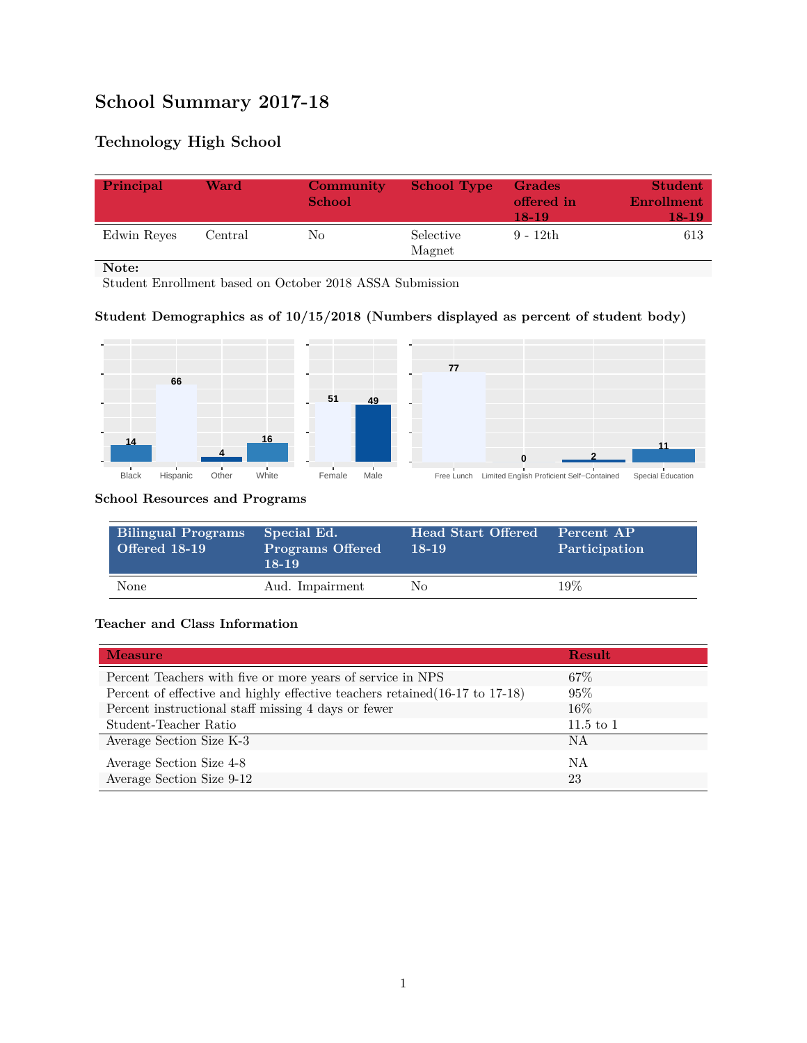# School Summary 2017-18

## Technology High School

| Principal | Ward | Community School | School Type | Grades offered in 18-19 | Student Enrollment 18-19 |
|---|---|---|---|---|---|
| Edwin Reyes | Central | No | Selective Magnet | 9 - 12th | 613 |

**Note:**
Student Enrollment based on October 2018 ASSA Submission

### Student Demographics as of 10/15/2018 (Numbers displayed as percent of student body)

| Black | Hispanic | Other | White |
|---|---|---|---|
| 14 | 66 | 4 | 16 |

| Female | Male |
|---|---|
| 51 | 49 |

| Free Lunch | Limited English Proficient | Self-Contained | Special Education |
|---|---|---|---|
| 77 | 0 | 2 | 11 |

### School Resources and Programs

| Bilingual Programs Offered 18-19 | Special Ed. Programs Offered 18-19 | Head Start Offered 18-19 | Percent AP Participation |
|---|---|---|---|
| None | Aud. Impairment | No | 19% |

### Teacher and Class Information

| Measure | Result |
|---|---|
| Percent Teachers with five or more years of service in NPS | 67% |
| Percent of effective and highly effective teachers retained(16-17 to 17-18) | 95% |
| Percent instructional staff missing 4 days or fewer | 16% |
| Student-Teacher Ratio | 11.5 to 1 |
| Average Section Size K-3 | NA |
| Average Section Size 4-8 | NA |
| Average Section Size 9-12 | 23 |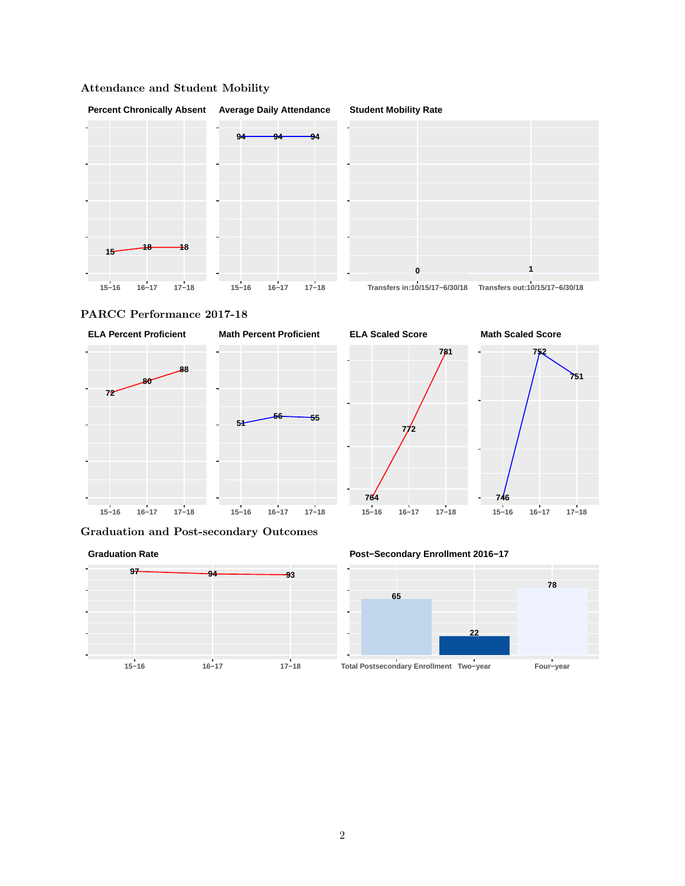## Attendance and Student Mobility

**Percent Chronically Absent**

15
18
18

15–16
16–17
17–18

**Average Daily Attendance**

94
94
94

15–16
16–17
17–18

**Student Mobility Rate**

0
1

Transfers in:10/15/17–6/30/18
Transfers out:10/15/17–6/30/18

## PARCC Performance 2017-18

**ELA Percent Proficient**

72
80
88

15–16
16–17
17–18

**Math Percent Proficient**

51
56
55

15–16
16–17
17–18

**ELA Scaled Score**

764
772
781

15–16
16–17
17–18

**Math Scaled Score**

746
752
751

15–16
16–17
17–18

## Graduation and Post-secondary Outcomes

**Graduation Rate**

97
94
93

15–16
16–17
17–18

**Post−Secondary Enrollment 2016−17**

65
22
78

Total Postsecondary Enrollment
Two−year
Four−year